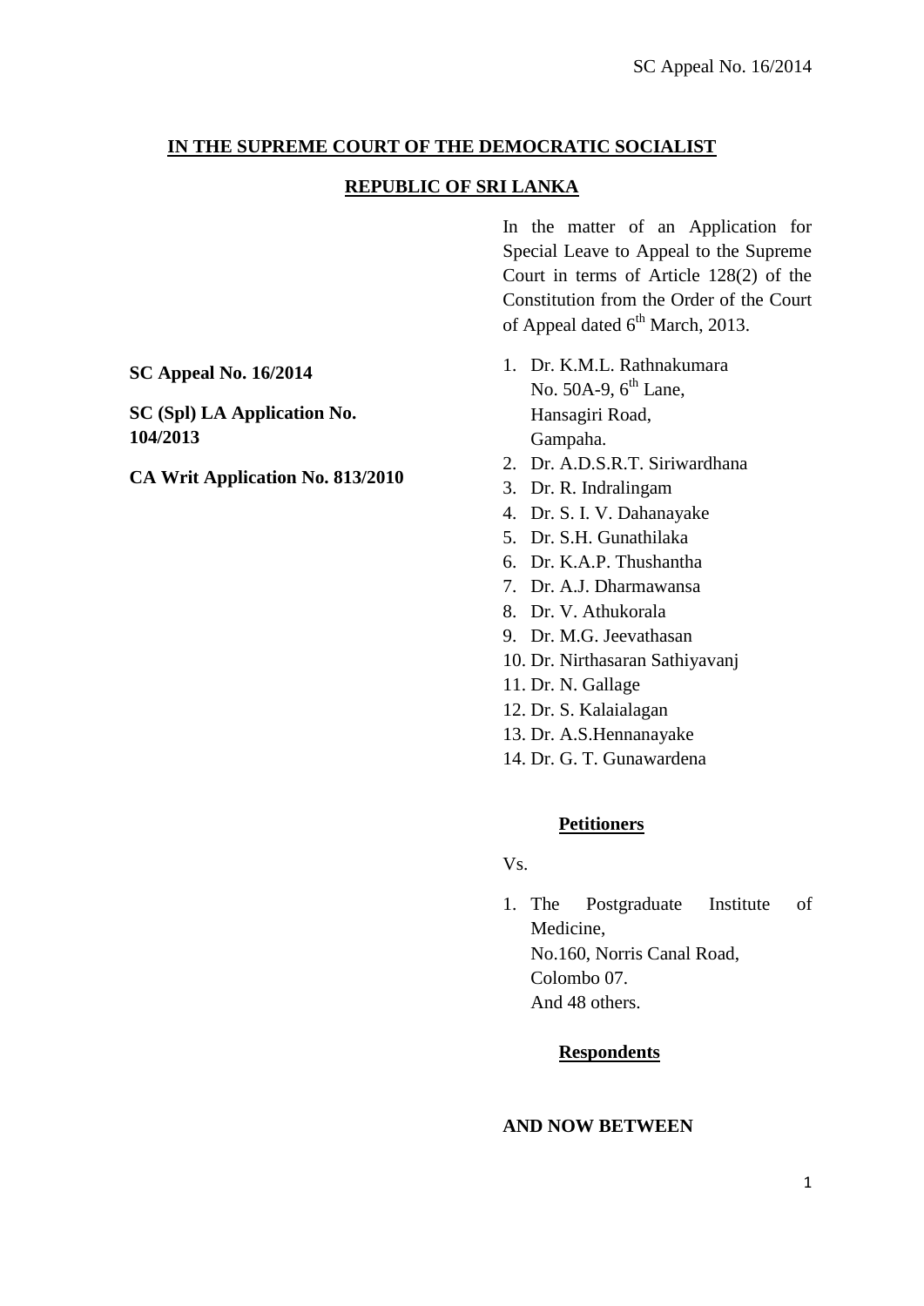**IN THE SUPREME COURT OF THE DEMOCRATIC SOCIALIST**

**REPUBLIC OF SRI LANKA**

In the matter of an Application for Special Leave to Appeal to the Supreme Court in terms of Article 128(2) of the Constitution from the Order of the Court of Appeal dated 6th March, 2013.

**SC Appeal No. 16/2014**

**SC (Spl) LA Application No. 104/2013**

**CA Writ Application No. 813/2010**

1. Dr. K.M.L. Rathnakumara  
   No. 50A-9, 6th Lane,  
   Hansagiri Road,  
   Gampaha.
2. Dr. A.D.S.R.T. Siriwardhana
3. Dr. R. Indralingam
4. Dr. S. I. V. Dahanayake
5. Dr. S.H. Gunathilaka
6. Dr. K.A.P. Thushantha
7. Dr. A.J. Dharmawansa
8. Dr. V. Athukorala
9. Dr. M.G. Jeevathasan
10. Dr. Nirthasaran Sathiyavanj
11. Dr. N. Gallage
12. Dr. S. Kalaialagan
13. Dr. A.S.Hennanayake
14. Dr. G. T. Gunawardena

**Petitioners**

Vs.

1. The Postgraduate Institute of Medicine,  
   No.160, Norris Canal Road,  
   Colombo 07.  
   And 48 others.

**Respondents**

**AND NOW BETWEEN**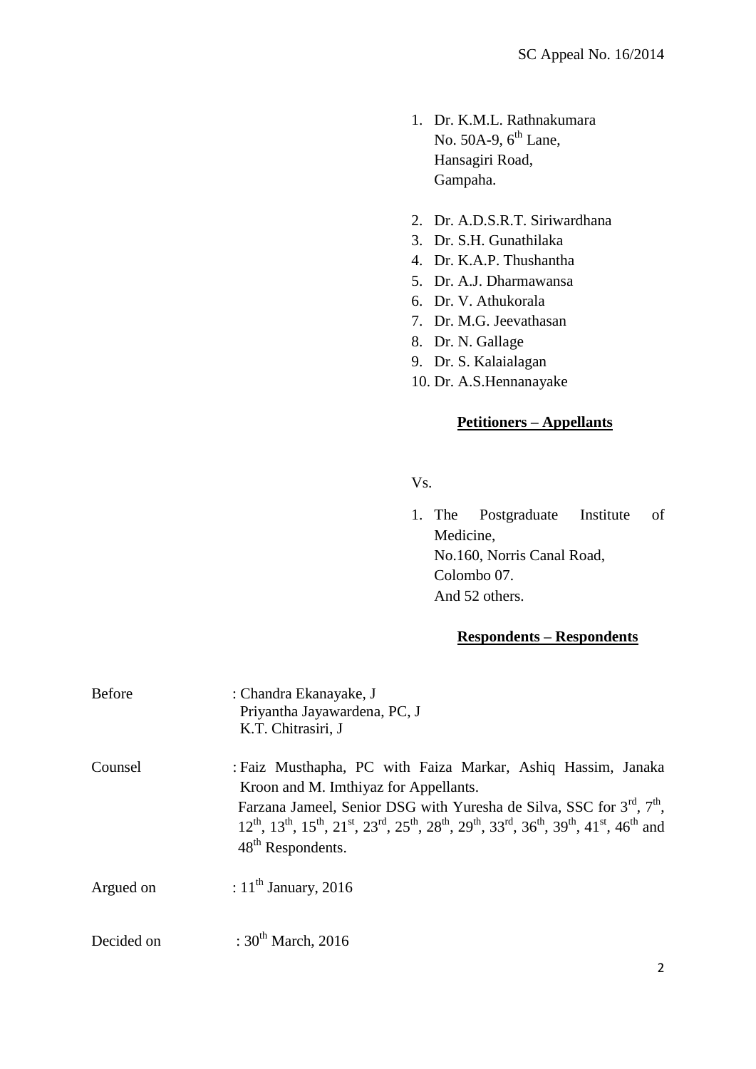1. Dr. K.M.L. Rathnakumara
   No. 50A-9, 6th Lane,
   Hansagiri Road,
   Gampaha.

2. Dr. A.D.S.R.T. Siriwardhana
3. Dr. S.H. Gunathilaka
4. Dr. K.A.P. Thushantha
5. Dr. A.J. Dharmawansa
6. Dr. V. Athukorala
7. Dr. M.G. Jeevathasan
8. Dr. N. Gallage
9. Dr. S. Kalaialagan
10. Dr. A.S.Hennanayake

**Petitioners – Appellants**

Vs.

1. The Postgraduate Institute of Medicine,
   No.160, Norris Canal Road,
   Colombo 07.
   And 52 others.

**Respondents – Respondents**

Before : Chandra Ekanayake, J
Priyantha Jayawardena, PC, J
K.T. Chitrasiri, J

Counsel : Faiz Musthapha, PC with Faiza Markar, Ashiq Hassim, Janaka Kroon and M. Imthiyaz for Appellants.
Farzana Jameel, Senior DSG with Yuresha de Silva, SSC for 3rd, 7th, 12th, 13th, 15th, 21st, 23rd, 25th, 28th, 29th, 33rd, 36th, 39th, 41st, 46th and 48th Respondents.

Argued on : 11th January, 2016

Decided on : 30th March, 2016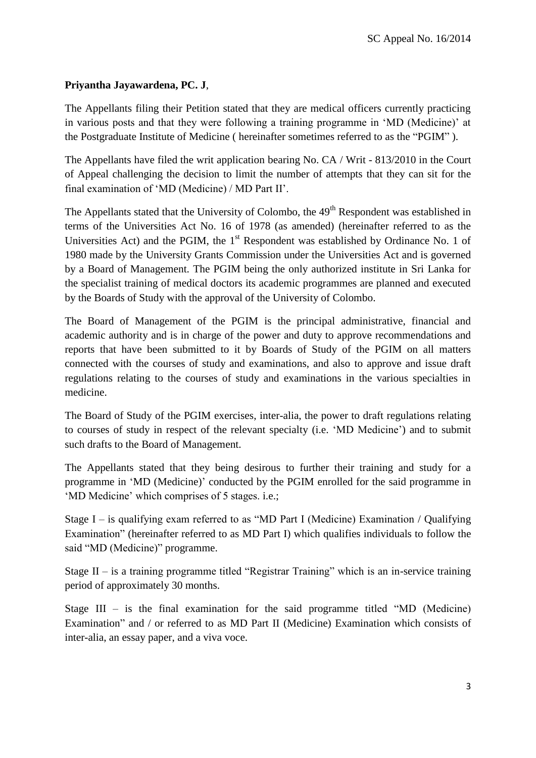**Priyantha Jayawardena, PC. J**,

The Appellants filing their Petition stated that they are medical officers currently practicing in various posts and that they were following a training programme in 'MD (Medicine)' at the Postgraduate Institute of Medicine ( hereinafter sometimes referred to as the "PGIM" ).

The Appellants have filed the writ application bearing No. CA / Writ - 813/2010 in the Court of Appeal challenging the decision to limit the number of attempts that they can sit for the final examination of 'MD (Medicine) / MD Part II'.

The Appellants stated that the University of Colombo, the 49th Respondent was established in terms of the Universities Act No. 16 of 1978 (as amended) (hereinafter referred to as the Universities Act) and the PGIM, the 1st Respondent was established by Ordinance No. 1 of 1980 made by the University Grants Commission under the Universities Act and is governed by a Board of Management. The PGIM being the only authorized institute in Sri Lanka for the specialist training of medical doctors its academic programmes are planned and executed by the Boards of Study with the approval of the University of Colombo.

The Board of Management of the PGIM is the principal administrative, financial and academic authority and is in charge of the power and duty to approve recommendations and reports that have been submitted to it by Boards of Study of the PGIM on all matters connected with the courses of study and examinations, and also to approve and issue draft regulations relating to the courses of study and examinations in the various specialties in medicine.

The Board of Study of the PGIM exercises, inter-alia, the power to draft regulations relating to courses of study in respect of the relevant specialty (i.e. 'MD Medicine') and to submit such drafts to the Board of Management.

The Appellants stated that they being desirous to further their training and study for a programme in 'MD (Medicine)' conducted by the PGIM enrolled for the said programme in 'MD Medicine' which comprises of 5 stages. i.e.;

Stage I – is qualifying exam referred to as "MD Part I (Medicine) Examination / Qualifying Examination" (hereinafter referred to as MD Part I) which qualifies individuals to follow the said "MD (Medicine)" programme.

Stage II – is a training programme titled "Registrar Training" which is an in-service training period of approximately 30 months.

Stage III – is the final examination for the said programme titled "MD (Medicine) Examination" and / or referred to as MD Part II (Medicine) Examination which consists of inter-alia, an essay paper, and a viva voce.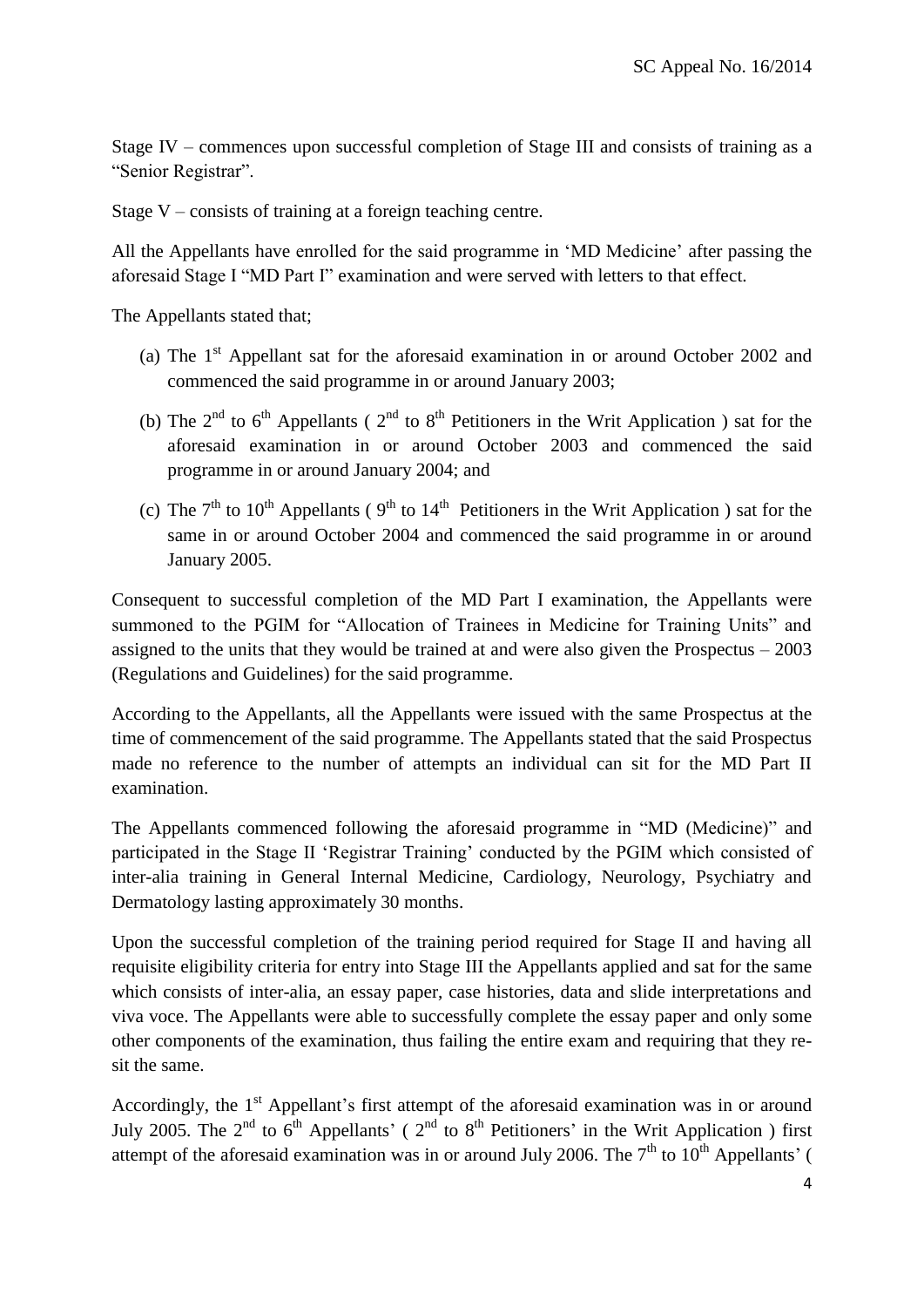Stage IV – commences upon successful completion of Stage III and consists of training as a "Senior Registrar".

Stage V – consists of training at a foreign teaching centre.

All the Appellants have enrolled for the said programme in 'MD Medicine' after passing the aforesaid Stage I "MD Part I" examination and were served with letters to that effect.

The Appellants stated that;

(a) The 1st Appellant sat for the aforesaid examination in or around October 2002 and commenced the said programme in or around January 2003;

(b) The 2nd to 6th Appellants ( 2nd to 8th Petitioners in the Writ Application ) sat for the aforesaid examination in or around October 2003 and commenced the said programme in or around January 2004; and

(c) The 7th to 10th Appellants ( 9th to 14th Petitioners in the Writ Application ) sat for the same in or around October 2004 and commenced the said programme in or around January 2005.

Consequent to successful completion of the MD Part I examination, the Appellants were summoned to the PGIM for "Allocation of Trainees in Medicine for Training Units" and assigned to the units that they would be trained at and were also given the Prospectus – 2003 (Regulations and Guidelines) for the said programme.

According to the Appellants, all the Appellants were issued with the same Prospectus at the time of commencement of the said programme. The Appellants stated that the said Prospectus made no reference to the number of attempts an individual can sit for the MD Part II examination.

The Appellants commenced following the aforesaid programme in "MD (Medicine)" and participated in the Stage II 'Registrar Training' conducted by the PGIM which consisted of inter-alia training in General Internal Medicine, Cardiology, Neurology, Psychiatry and Dermatology lasting approximately 30 months.

Upon the successful completion of the training period required for Stage II and having all requisite eligibility criteria for entry into Stage III the Appellants applied and sat for the same which consists of inter-alia, an essay paper, case histories, data and slide interpretations and viva voce. The Appellants were able to successfully complete the essay paper and only some other components of the examination, thus failing the entire exam and requiring that they re-sit the same.

Accordingly, the 1st Appellant's first attempt of the aforesaid examination was in or around July 2005. The 2nd to 6th Appellants' ( 2nd to 8th Petitioners' in the Writ Application ) first attempt of the aforesaid examination was in or around July 2006. The 7th to 10th Appellants' (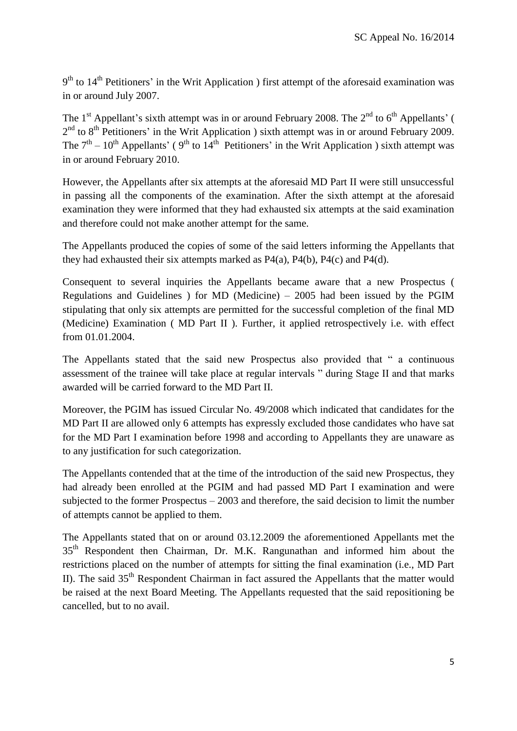9th to 14th Petitioners' in the Writ Application ) first attempt of the aforesaid examination was in or around July 2007.

The 1st Appellant's sixth attempt was in or around February 2008. The 2nd to 6th Appellants' ( 2nd to 8th Petitioners' in the Writ Application ) sixth attempt was in or around February 2009. The 7th – 10th Appellants' ( 9th to 14th Petitioners' in the Writ Application ) sixth attempt was in or around February 2010.

However, the Appellants after six attempts at the aforesaid MD Part II were still unsuccessful in passing all the components of the examination. After the sixth attempt at the aforesaid examination they were informed that they had exhausted six attempts at the said examination and therefore could not make another attempt for the same.

The Appellants produced the copies of some of the said letters informing the Appellants that they had exhausted their six attempts marked as P4(a), P4(b), P4(c) and P4(d).

Consequent to several inquiries the Appellants became aware that a new Prospectus ( Regulations and Guidelines ) for MD (Medicine) – 2005 had been issued by the PGIM stipulating that only six attempts are permitted for the successful completion of the final MD (Medicine) Examination ( MD Part II ). Further, it applied retrospectively i.e. with effect from 01.01.2004.

The Appellants stated that the said new Prospectus also provided that " a continuous assessment of the trainee will take place at regular intervals " during Stage II and that marks awarded will be carried forward to the MD Part II.

Moreover, the PGIM has issued Circular No. 49/2008 which indicated that candidates for the MD Part II are allowed only 6 attempts has expressly excluded those candidates who have sat for the MD Part I examination before 1998 and according to Appellants they are unaware as to any justification for such categorization.

The Appellants contended that at the time of the introduction of the said new Prospectus, they had already been enrolled at the PGIM and had passed MD Part I examination and were subjected to the former Prospectus – 2003 and therefore, the said decision to limit the number of attempts cannot be applied to them.

The Appellants stated that on or around 03.12.2009 the aforementioned Appellants met the 35th Respondent then Chairman, Dr. M.K. Rangunathan and informed him about the restrictions placed on the number of attempts for sitting the final examination (i.e., MD Part II). The said 35th Respondent Chairman in fact assured the Appellants that the matter would be raised at the next Board Meeting. The Appellants requested that the said repositioning be cancelled, but to no avail.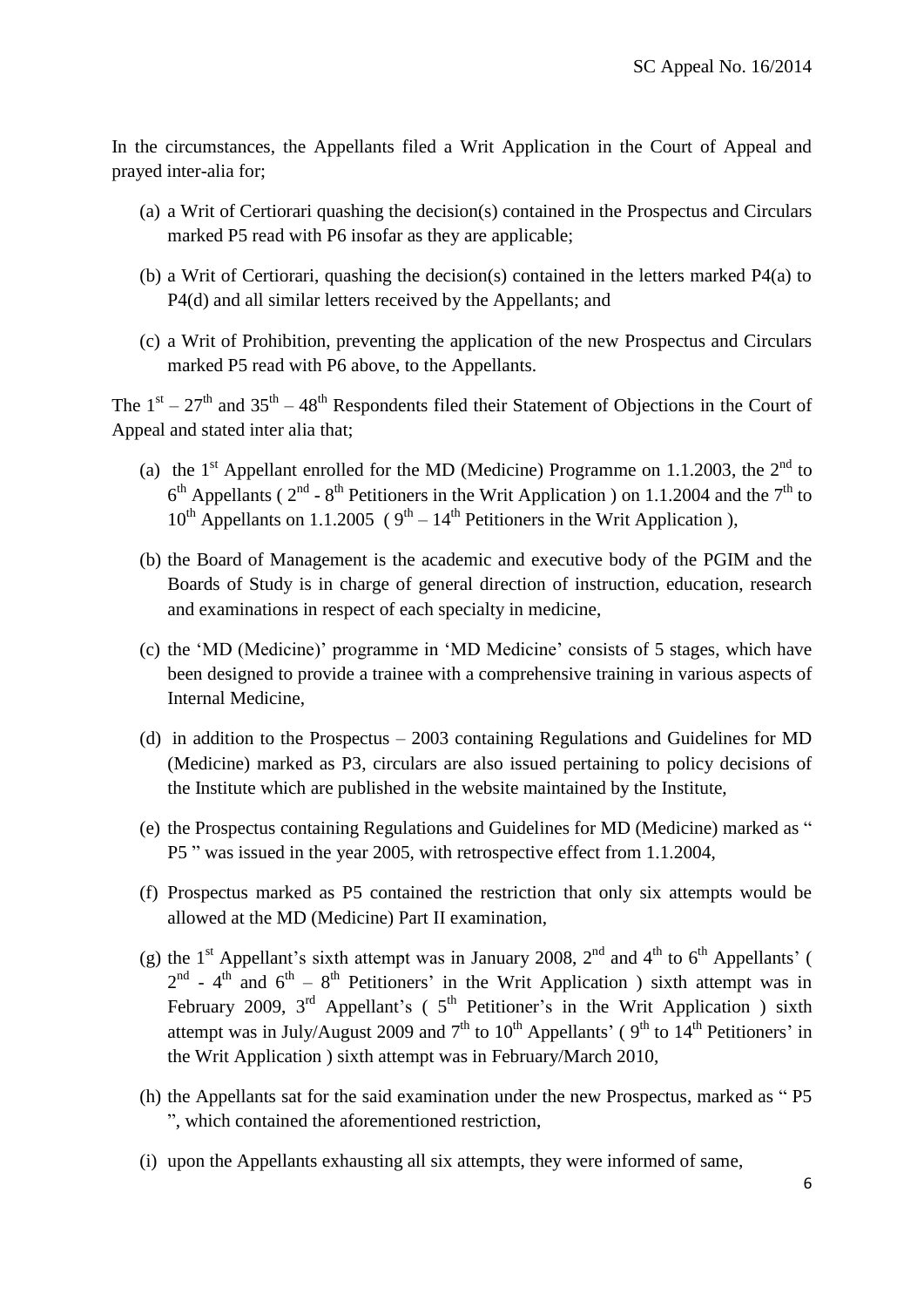In the circumstances, the Appellants filed a Writ Application in the Court of Appeal and prayed inter-alia for;

(a) a Writ of Certiorari quashing the decision(s) contained in the Prospectus and Circulars marked P5 read with P6 insofar as they are applicable;

(b) a Writ of Certiorari, quashing the decision(s) contained in the letters marked P4(a) to P4(d) and all similar letters received by the Appellants; and

(c) a Writ of Prohibition, preventing the application of the new Prospectus and Circulars marked P5 read with P6 above, to the Appellants.

The 1st – 27th and 35th – 48th Respondents filed their Statement of Objections in the Court of Appeal and stated inter alia that;

(a) the 1st Appellant enrolled for the MD (Medicine) Programme on 1.1.2003, the 2nd to 6th Appellants ( 2nd - 8th Petitioners in the Writ Application ) on 1.1.2004 and the 7th to 10th Appellants on 1.1.2005 ( 9th – 14th Petitioners in the Writ Application ),

(b) the Board of Management is the academic and executive body of the PGIM and the Boards of Study is in charge of general direction of instruction, education, research and examinations in respect of each specialty in medicine,

(c) the 'MD (Medicine)' programme in 'MD Medicine' consists of 5 stages, which have been designed to provide a trainee with a comprehensive training in various aspects of Internal Medicine,

(d) in addition to the Prospectus – 2003 containing Regulations and Guidelines for MD (Medicine) marked as P3, circulars are also issued pertaining to policy decisions of the Institute which are published in the website maintained by the Institute,

(e) the Prospectus containing Regulations and Guidelines for MD (Medicine) marked as " P5 " was issued in the year 2005, with retrospective effect from 1.1.2004,

(f) Prospectus marked as P5 contained the restriction that only six attempts would be allowed at the MD (Medicine) Part II examination,

(g) the 1st Appellant's sixth attempt was in January 2008, 2nd and 4th to 6th Appellants' ( 2nd - 4th and 6th – 8th Petitioners' in the Writ Application ) sixth attempt was in February 2009, 3rd Appellant's ( 5th Petitioner's in the Writ Application ) sixth attempt was in July/August 2009 and 7th to 10th Appellants' ( 9th to 14th Petitioners' in the Writ Application ) sixth attempt was in February/March 2010,

(h) the Appellants sat for the said examination under the new Prospectus, marked as " P5 ", which contained the aforementioned restriction,

(i) upon the Appellants exhausting all six attempts, they were informed of same,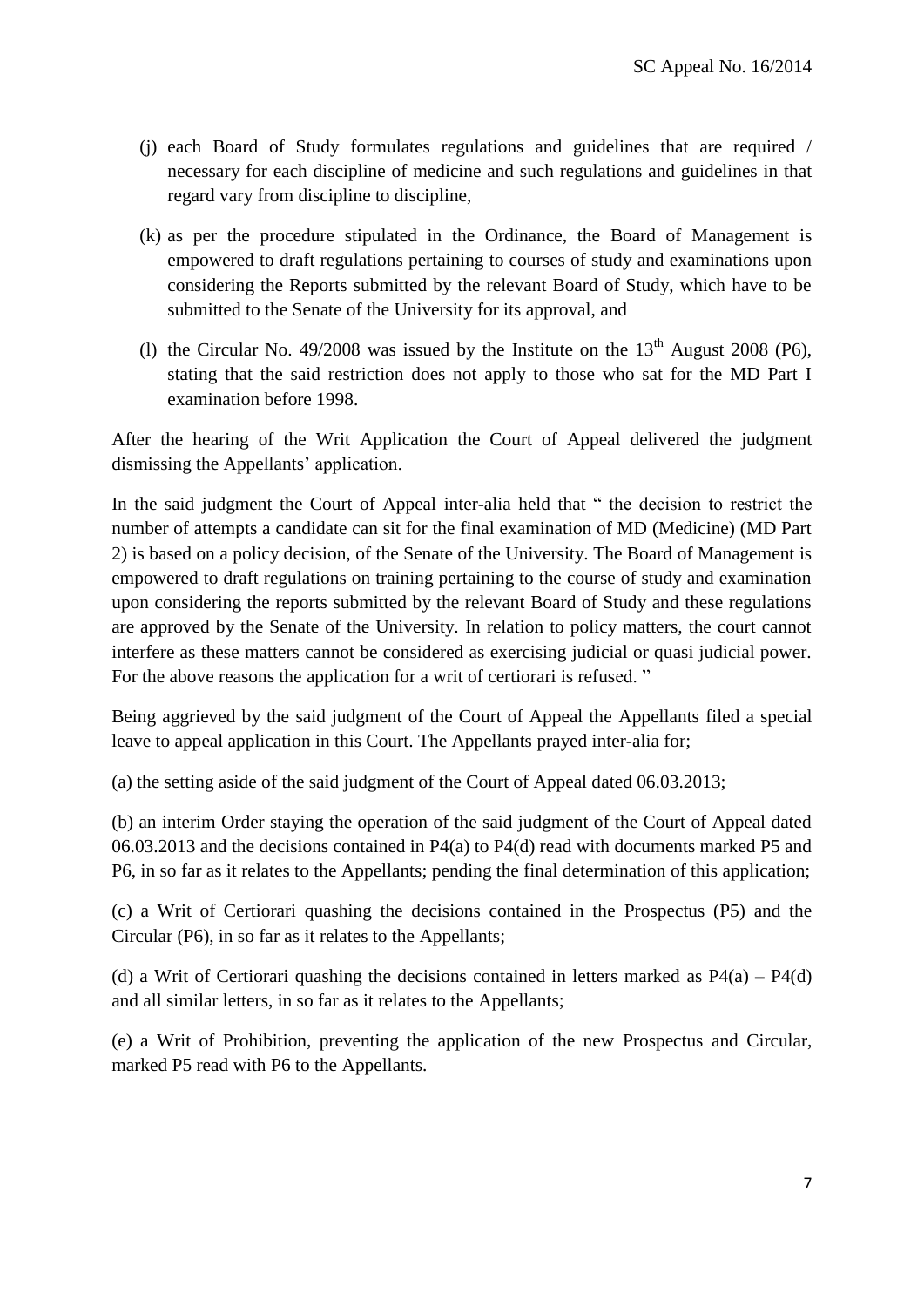(j) each Board of Study formulates regulations and guidelines that are required / necessary for each discipline of medicine and such regulations and guidelines in that regard vary from discipline to discipline,

(k) as per the procedure stipulated in the Ordinance, the Board of Management is empowered to draft regulations pertaining to courses of study and examinations upon considering the Reports submitted by the relevant Board of Study, which have to be submitted to the Senate of the University for its approval, and

(l) the Circular No. 49/2008 was issued by the Institute on the 13th August 2008 (P6), stating that the said restriction does not apply to those who sat for the MD Part I examination before 1998.

After the hearing of the Writ Application the Court of Appeal delivered the judgment dismissing the Appellants' application.

In the said judgment the Court of Appeal inter-alia held that " the decision to restrict the number of attempts a candidate can sit for the final examination of MD (Medicine) (MD Part 2) is based on a policy decision, of the Senate of the University. The Board of Management is empowered to draft regulations on training pertaining to the course of study and examination upon considering the reports submitted by the relevant Board of Study and these regulations are approved by the Senate of the University. In relation to policy matters, the court cannot interfere as these matters cannot be considered as exercising judicial or quasi judicial power. For the above reasons the application for a writ of certiorari is refused. "

Being aggrieved by the said judgment of the Court of Appeal the Appellants filed a special leave to appeal application in this Court. The Appellants prayed inter-alia for;

(a) the setting aside of the said judgment of the Court of Appeal dated 06.03.2013;

(b) an interim Order staying the operation of the said judgment of the Court of Appeal dated 06.03.2013 and the decisions contained in P4(a) to P4(d) read with documents marked P5 and P6, in so far as it relates to the Appellants; pending the final determination of this application;

(c) a Writ of Certiorari quashing the decisions contained in the Prospectus (P5) and the Circular (P6), in so far as it relates to the Appellants;

(d) a Writ of Certiorari quashing the decisions contained in letters marked as P4(a) – P4(d) and all similar letters, in so far as it relates to the Appellants;

(e) a Writ of Prohibition, preventing the application of the new Prospectus and Circular, marked P5 read with P6 to the Appellants.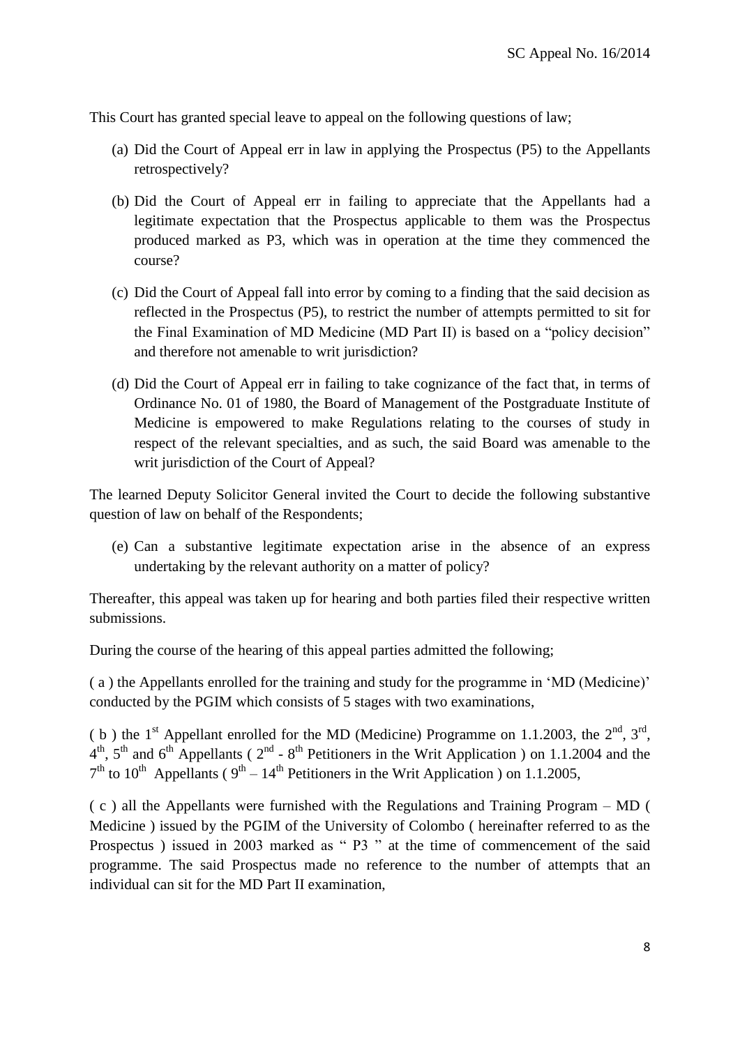This Court has granted special leave to appeal on the following questions of law;

(a) Did the Court of Appeal err in law in applying the Prospectus (P5) to the Appellants retrospectively?

(b) Did the Court of Appeal err in failing to appreciate that the Appellants had a legitimate expectation that the Prospectus applicable to them was the Prospectus produced marked as P3, which was in operation at the time they commenced the course?

(c) Did the Court of Appeal fall into error by coming to a finding that the said decision as reflected in the Prospectus (P5), to restrict the number of attempts permitted to sit for the Final Examination of MD Medicine (MD Part II) is based on a "policy decision" and therefore not amenable to writ jurisdiction?

(d) Did the Court of Appeal err in failing to take cognizance of the fact that, in terms of Ordinance No. 01 of 1980, the Board of Management of the Postgraduate Institute of Medicine is empowered to make Regulations relating to the courses of study in respect of the relevant specialties, and as such, the said Board was amenable to the writ jurisdiction of the Court of Appeal?

The learned Deputy Solicitor General invited the Court to decide the following substantive question of law on behalf of the Respondents;

(e) Can a substantive legitimate expectation arise in the absence of an express undertaking by the relevant authority on a matter of policy?

Thereafter, this appeal was taken up for hearing and both parties filed their respective written submissions.

During the course of the hearing of this appeal parties admitted the following;

( a ) the Appellants enrolled for the training and study for the programme in 'MD (Medicine)' conducted by the PGIM which consists of 5 stages with two examinations,

( b ) the 1st Appellant enrolled for the MD (Medicine) Programme on 1.1.2003, the 2nd, 3rd, 4th, 5th and 6th Appellants ( 2nd - 8th Petitioners in the Writ Application ) on 1.1.2004 and the 7th to 10th Appellants ( 9th – 14th Petitioners in the Writ Application ) on 1.1.2005,

( c ) all the Appellants were furnished with the Regulations and Training Program – MD ( Medicine ) issued by the PGIM of the University of Colombo ( hereinafter referred to as the Prospectus ) issued in 2003 marked as " P3 " at the time of commencement of the said programme. The said Prospectus made no reference to the number of attempts that an individual can sit for the MD Part II examination,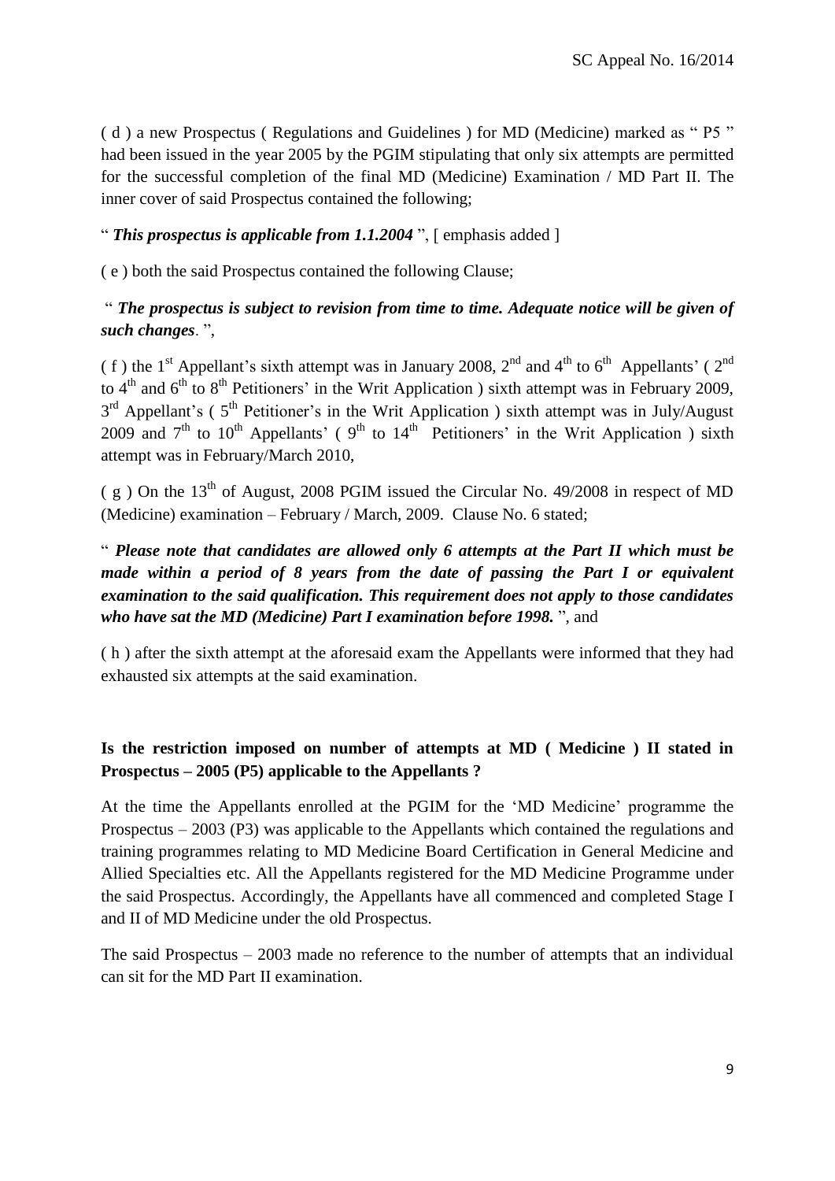( d ) a new Prospectus ( Regulations and Guidelines ) for MD (Medicine) marked as " P5 " had been issued in the year 2005 by the PGIM stipulating that only six attempts are permitted for the successful completion of the final MD (Medicine) Examination / MD Part II. The inner cover of said Prospectus contained the following;

" ***This prospectus is applicable from 1.1.2004*** ", [ emphasis added ]

( e ) both the said Prospectus contained the following Clause;

" ***The prospectus is subject to revision from time to time. Adequate notice will be given of such changes***. ",

( f ) the 1st Appellant's sixth attempt was in January 2008, 2nd and 4th to 6th Appellants' ( 2nd to 4th and 6th to 8th Petitioners' in the Writ Application ) sixth attempt was in February 2009, 3rd Appellant's ( 5th Petitioner's in the Writ Application ) sixth attempt was in July/August 2009 and 7th to 10th Appellants' ( 9th to 14th Petitioners' in the Writ Application ) sixth attempt was in February/March 2010,

( g ) On the 13th of August, 2008 PGIM issued the Circular No. 49/2008 in respect of MD (Medicine) examination – February / March, 2009. Clause No. 6 stated;

" ***Please note that candidates are allowed only 6 attempts at the Part II which must be made within a period of 8 years from the date of passing the Part I or equivalent examination to the said qualification. This requirement does not apply to those candidates who have sat the MD (Medicine) Part I examination before 1998.*** ", and

( h ) after the sixth attempt at the aforesaid exam the Appellants were informed that they had exhausted six attempts at the said examination.

**Is the restriction imposed on number of attempts at MD ( Medicine ) II stated in Prospectus – 2005 (P5) applicable to the Appellants ?**

At the time the Appellants enrolled at the PGIM for the 'MD Medicine' programme the Prospectus – 2003 (P3) was applicable to the Appellants which contained the regulations and training programmes relating to MD Medicine Board Certification in General Medicine and Allied Specialties etc. All the Appellants registered for the MD Medicine Programme under the said Prospectus. Accordingly, the Appellants have all commenced and completed Stage I and II of MD Medicine under the old Prospectus.

The said Prospectus – 2003 made no reference to the number of attempts that an individual can sit for the MD Part II examination.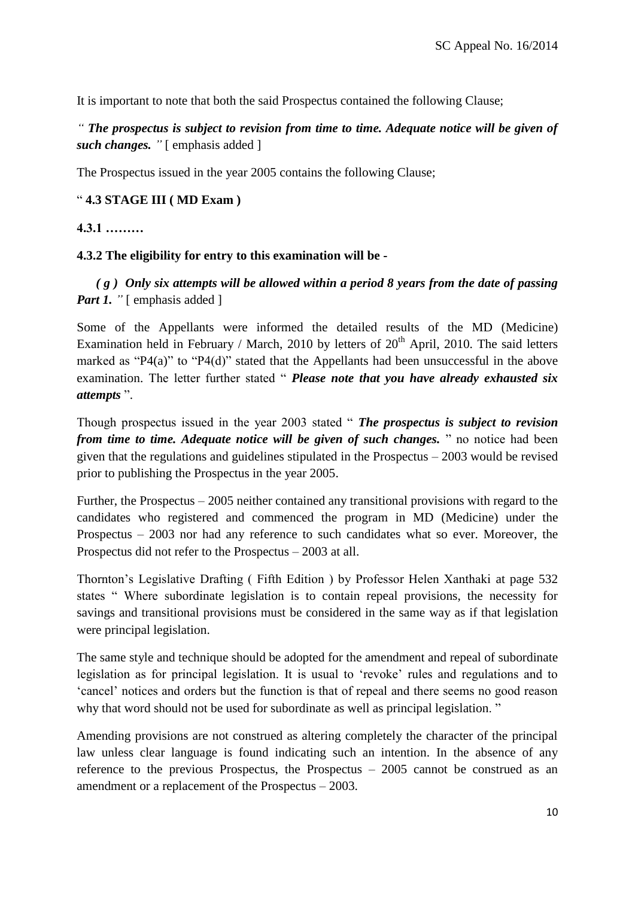It is important to note that both the said Prospectus contained the following Clause;

*" **The prospectus is subject to revision from time to time. Adequate notice will be given of such changes.** "* [ emphasis added ]

The Prospectus issued in the year 2005 contains the following Clause;

" **4.3 STAGE III ( MD Exam )**

**4.3.1 ………**

**4.3.2 The eligibility for entry to this examination will be -**

***( g ) Only six attempts will be allowed within a period 8 years from the date of passing Part 1.*** *"* [ emphasis added ]

Some of the Appellants were informed the detailed results of the MD (Medicine) Examination held in February / March, 2010 by letters of 20th April, 2010. The said letters marked as "P4(a)" to "P4(d)" stated that the Appellants had been unsuccessful in the above examination. The letter further stated " ***Please note that you have already exhausted six attempts*** ".

Though prospectus issued in the year 2003 stated " ***The prospectus is subject to revision from time to time. Adequate notice will be given of such changes.*** " no notice had been given that the regulations and guidelines stipulated in the Prospectus – 2003 would be revised prior to publishing the Prospectus in the year 2005.

Further, the Prospectus – 2005 neither contained any transitional provisions with regard to the candidates who registered and commenced the program in MD (Medicine) under the Prospectus – 2003 nor had any reference to such candidates what so ever. Moreover, the Prospectus did not refer to the Prospectus – 2003 at all.

Thornton's Legislative Drafting ( Fifth Edition ) by Professor Helen Xanthaki at page 532 states " Where subordinate legislation is to contain repeal provisions, the necessity for savings and transitional provisions must be considered in the same way as if that legislation were principal legislation.

The same style and technique should be adopted for the amendment and repeal of subordinate legislation as for principal legislation. It is usual to 'revoke' rules and regulations and to 'cancel' notices and orders but the function is that of repeal and there seems no good reason why that word should not be used for subordinate as well as principal legislation. "

Amending provisions are not construed as altering completely the character of the principal law unless clear language is found indicating such an intention. In the absence of any reference to the previous Prospectus, the Prospectus – 2005 cannot be construed as an amendment or a replacement of the Prospectus – 2003.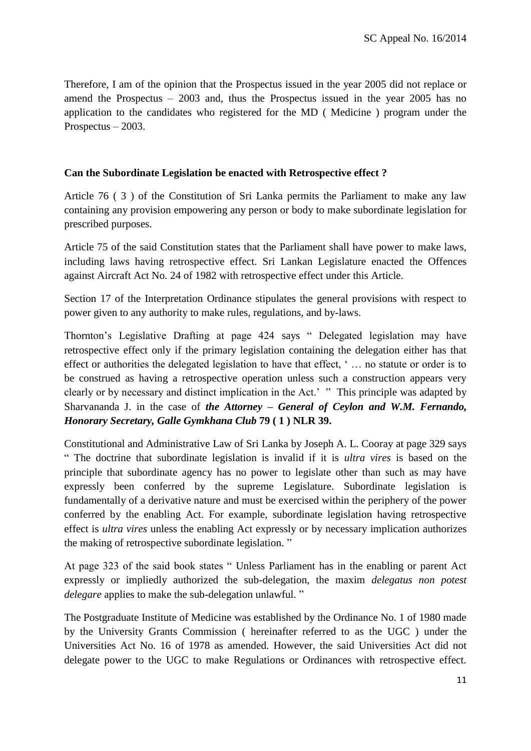Therefore, I am of the opinion that the Prospectus issued in the year 2005 did not replace or amend the Prospectus – 2003 and, thus the Prospectus issued in the year 2005 has no application to the candidates who registered for the MD ( Medicine ) program under the Prospectus – 2003.

**Can the Subordinate Legislation be enacted with Retrospective effect ?**

Article 76 ( 3 ) of the Constitution of Sri Lanka permits the Parliament to make any law containing any provision empowering any person or body to make subordinate legislation for prescribed purposes.

Article 75 of the said Constitution states that the Parliament shall have power to make laws, including laws having retrospective effect. Sri Lankan Legislature enacted the Offences against Aircraft Act No. 24 of 1982 with retrospective effect under this Article.

Section 17 of the Interpretation Ordinance stipulates the general provisions with respect to power given to any authority to make rules, regulations, and by-laws.

Thornton's Legislative Drafting at page 424 says " Delegated legislation may have retrospective effect only if the primary legislation containing the delegation either has that effect or authorities the delegated legislation to have that effect, ' … no statute or order is to be construed as having a retrospective operation unless such a construction appears very clearly or by necessary and distinct implication in the Act.' " This principle was adapted by Sharvananda J. in the case of ***the Attorney – General of Ceylon and W.M. Fernando, Honorary Secretary, Galle Gymkhana Club* 79 ( 1 ) NLR 39.**

Constitutional and Administrative Law of Sri Lanka by Joseph A. L. Cooray at page 329 says " The doctrine that subordinate legislation is invalid if it is *ultra vires* is based on the principle that subordinate agency has no power to legislate other than such as may have expressly been conferred by the supreme Legislature. Subordinate legislation is fundamentally of a derivative nature and must be exercised within the periphery of the power conferred by the enabling Act. For example, subordinate legislation having retrospective effect is *ultra vires* unless the enabling Act expressly or by necessary implication authorizes the making of retrospective subordinate legislation. "

At page 323 of the said book states " Unless Parliament has in the enabling or parent Act expressly or impliedly authorized the sub-delegation, the maxim *delegatus non potest delegare* applies to make the sub-delegation unlawful. "

The Postgraduate Institute of Medicine was established by the Ordinance No. 1 of 1980 made by the University Grants Commission ( hereinafter referred to as the UGC ) under the Universities Act No. 16 of 1978 as amended. However, the said Universities Act did not delegate power to the UGC to make Regulations or Ordinances with retrospective effect.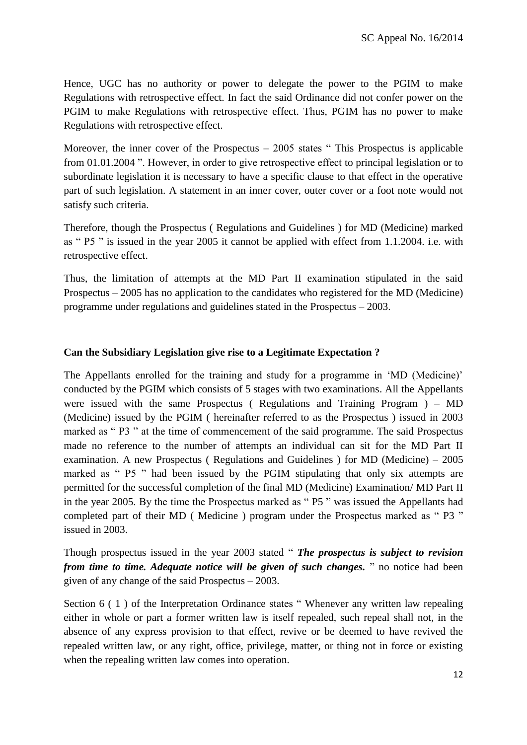Hence, UGC has no authority or power to delegate the power to the PGIM to make Regulations with retrospective effect. In fact the said Ordinance did not confer power on the PGIM to make Regulations with retrospective effect. Thus, PGIM has no power to make Regulations with retrospective effect.

Moreover, the inner cover of the Prospectus – 2005 states " This Prospectus is applicable from 01.01.2004 ". However, in order to give retrospective effect to principal legislation or to subordinate legislation it is necessary to have a specific clause to that effect in the operative part of such legislation. A statement in an inner cover, outer cover or a foot note would not satisfy such criteria.

Therefore, though the Prospectus ( Regulations and Guidelines ) for MD (Medicine) marked as " P5 " is issued in the year 2005 it cannot be applied with effect from 1.1.2004. i.e. with retrospective effect.

Thus, the limitation of attempts at the MD Part II examination stipulated in the said Prospectus – 2005 has no application to the candidates who registered for the MD (Medicine) programme under regulations and guidelines stated in the Prospectus – 2003.

**Can the Subsidiary Legislation give rise to a Legitimate Expectation ?**

The Appellants enrolled for the training and study for a programme in 'MD (Medicine)' conducted by the PGIM which consists of 5 stages with two examinations. All the Appellants were issued with the same Prospectus ( Regulations and Training Program ) – MD (Medicine) issued by the PGIM ( hereinafter referred to as the Prospectus ) issued in 2003 marked as " P3 " at the time of commencement of the said programme. The said Prospectus made no reference to the number of attempts an individual can sit for the MD Part II examination. A new Prospectus ( Regulations and Guidelines ) for MD (Medicine) – 2005 marked as " P5 " had been issued by the PGIM stipulating that only six attempts are permitted for the successful completion of the final MD (Medicine) Examination/ MD Part II in the year 2005. By the time the Prospectus marked as " P5 " was issued the Appellants had completed part of their MD ( Medicine ) program under the Prospectus marked as " P3 " issued in 2003.

Though prospectus issued in the year 2003 stated " ***The prospectus is subject to revision from time to time. Adequate notice will be given of such changes.*** " no notice had been given of any change of the said Prospectus – 2003.

Section 6 ( 1 ) of the Interpretation Ordinance states " Whenever any written law repealing either in whole or part a former written law is itself repealed, such repeal shall not, in the absence of any express provision to that effect, revive or be deemed to have revived the repealed written law, or any right, office, privilege, matter, or thing not in force or existing when the repealing written law comes into operation.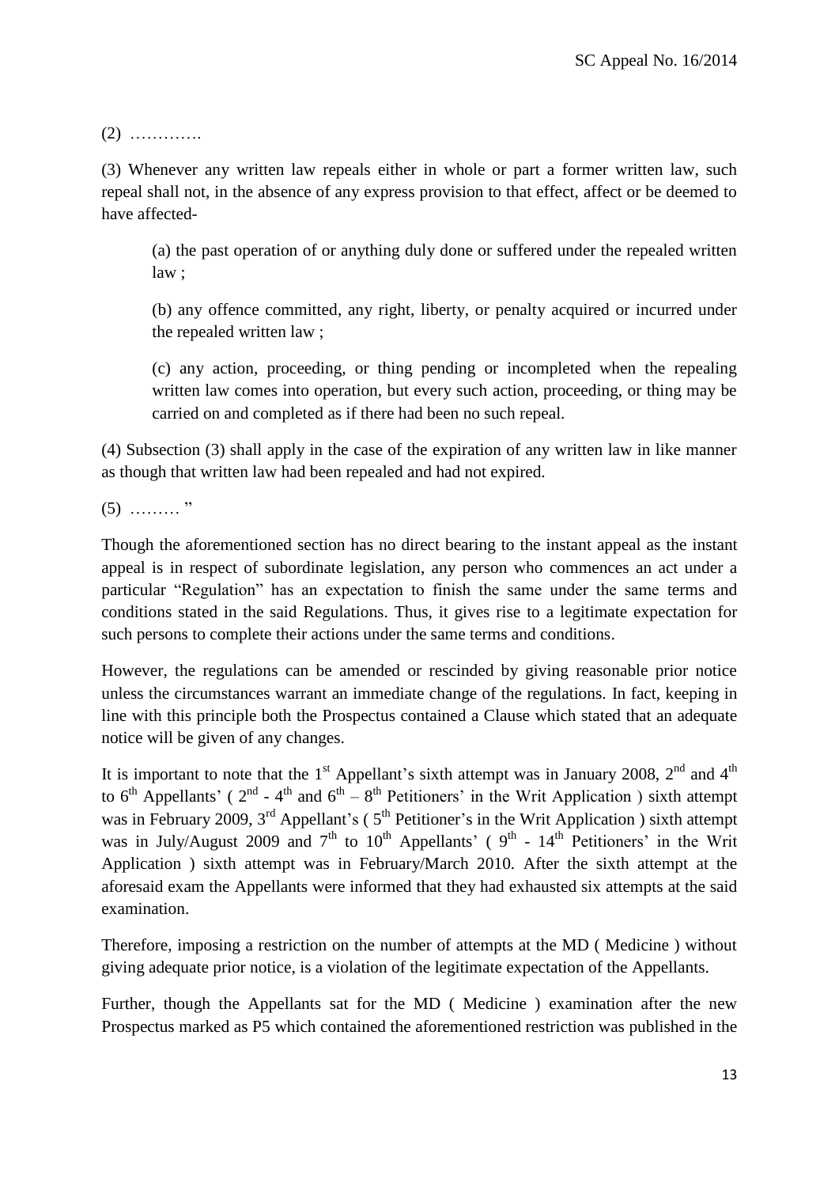(2) ………….

(3) Whenever any written law repeals either in whole or part a former written law, such repeal shall not, in the absence of any express provision to that effect, affect or be deemed to have affected-

> (a) the past operation of or anything duly done or suffered under the repealed written law ;
>
> (b) any offence committed, any right, liberty, or penalty acquired or incurred under the repealed written law ;
>
> (c) any action, proceeding, or thing pending or incompleted when the repealing written law comes into operation, but every such action, proceeding, or thing may be carried on and completed as if there had been no such repeal.

(4) Subsection (3) shall apply in the case of the expiration of any written law in like manner as though that written law had been repealed and had not expired.

(5) ……… "

Though the aforementioned section has no direct bearing to the instant appeal as the instant appeal is in respect of subordinate legislation, any person who commences an act under a particular "Regulation" has an expectation to finish the same under the same terms and conditions stated in the said Regulations. Thus, it gives rise to a legitimate expectation for such persons to complete their actions under the same terms and conditions.

However, the regulations can be amended or rescinded by giving reasonable prior notice unless the circumstances warrant an immediate change of the regulations. In fact, keeping in line with this principle both the Prospectus contained a Clause which stated that an adequate notice will be given of any changes.

It is important to note that the 1st Appellant's sixth attempt was in January 2008, 2nd and 4th to 6th Appellants' ( 2nd - 4th and 6th – 8th Petitioners' in the Writ Application ) sixth attempt was in February 2009, 3rd Appellant's ( 5th Petitioner's in the Writ Application ) sixth attempt was in July/August 2009 and 7th to 10th Appellants' ( 9th - 14th Petitioners' in the Writ Application ) sixth attempt was in February/March 2010. After the sixth attempt at the aforesaid exam the Appellants were informed that they had exhausted six attempts at the said examination.

Therefore, imposing a restriction on the number of attempts at the MD ( Medicine ) without giving adequate prior notice, is a violation of the legitimate expectation of the Appellants.

Further, though the Appellants sat for the MD ( Medicine ) examination after the new Prospectus marked as P5 which contained the aforementioned restriction was published in the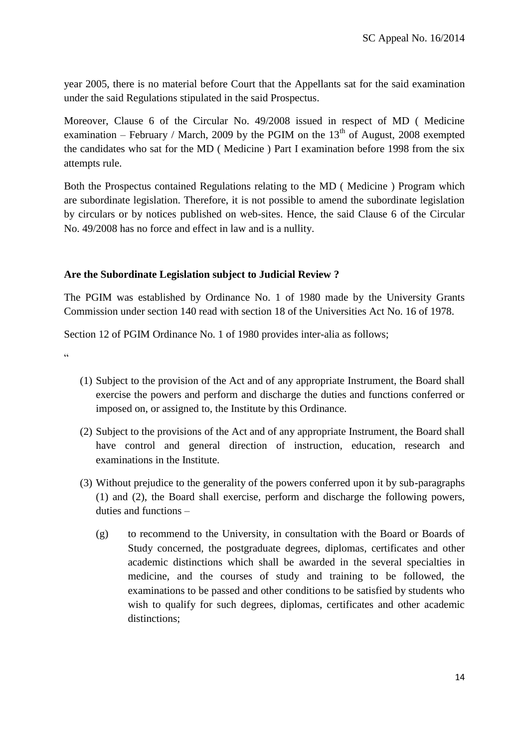year 2005, there is no material before Court that the Appellants sat for the said examination under the said Regulations stipulated in the said Prospectus.

Moreover, Clause 6 of the Circular No. 49/2008 issued in respect of MD ( Medicine examination – February / March, 2009 by the PGIM on the 13th of August, 2008 exempted the candidates who sat for the MD ( Medicine ) Part I examination before 1998 from the six attempts rule.

Both the Prospectus contained Regulations relating to the MD ( Medicine ) Program which are subordinate legislation. Therefore, it is not possible to amend the subordinate legislation by circulars or by notices published on web-sites. Hence, the said Clause 6 of the Circular No. 49/2008 has no force and effect in law and is a nullity.

**Are the Subordinate Legislation subject to Judicial Review ?**

The PGIM was established by Ordinance No. 1 of 1980 made by the University Grants Commission under section 140 read with section 18 of the Universities Act No. 16 of 1978.

Section 12 of PGIM Ordinance No. 1 of 1980 provides inter-alia as follows;

"

(1) Subject to the provision of the Act and of any appropriate Instrument, the Board shall exercise the powers and perform and discharge the duties and functions conferred or imposed on, or assigned to, the Institute by this Ordinance.

(2) Subject to the provisions of the Act and of any appropriate Instrument, the Board shall have control and general direction of instruction, education, research and examinations in the Institute.

(3) Without prejudice to the generality of the powers conferred upon it by sub-paragraphs (1) and (2), the Board shall exercise, perform and discharge the following powers, duties and functions –

(g) to recommend to the University, in consultation with the Board or Boards of Study concerned, the postgraduate degrees, diplomas, certificates and other academic distinctions which shall be awarded in the several specialties in medicine, and the courses of study and training to be followed, the examinations to be passed and other conditions to be satisfied by students who wish to qualify for such degrees, diplomas, certificates and other academic distinctions;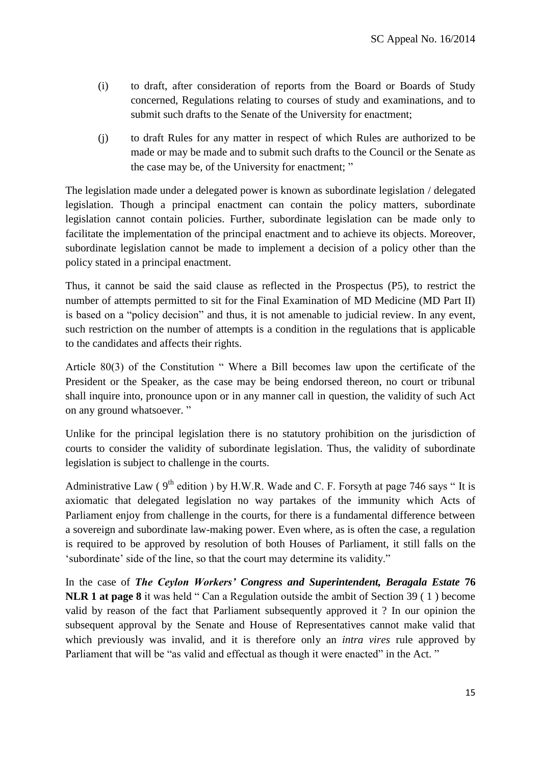(i) to draft, after consideration of reports from the Board or Boards of Study concerned, Regulations relating to courses of study and examinations, and to submit such drafts to the Senate of the University for enactment;

(j) to draft Rules for any matter in respect of which Rules are authorized to be made or may be made and to submit such drafts to the Council or the Senate as the case may be, of the University for enactment; "

The legislation made under a delegated power is known as subordinate legislation / delegated legislation. Though a principal enactment can contain the policy matters, subordinate legislation cannot contain policies. Further, subordinate legislation can be made only to facilitate the implementation of the principal enactment and to achieve its objects. Moreover, subordinate legislation cannot be made to implement a decision of a policy other than the policy stated in a principal enactment.

Thus, it cannot be said the said clause as reflected in the Prospectus (P5), to restrict the number of attempts permitted to sit for the Final Examination of MD Medicine (MD Part II) is based on a "policy decision" and thus, it is not amenable to judicial review. In any event, such restriction on the number of attempts is a condition in the regulations that is applicable to the candidates and affects their rights.

Article 80(3) of the Constitution " Where a Bill becomes law upon the certificate of the President or the Speaker, as the case may be being endorsed thereon, no court or tribunal shall inquire into, pronounce upon or in any manner call in question, the validity of such Act on any ground whatsoever. "

Unlike for the principal legislation there is no statutory prohibition on the jurisdiction of courts to consider the validity of subordinate legislation. Thus, the validity of subordinate legislation is subject to challenge in the courts.

Administrative Law ( 9th edition ) by H.W.R. Wade and C. F. Forsyth at page 746 says " It is axiomatic that delegated legislation no way partakes of the immunity which Acts of Parliament enjoy from challenge in the courts, for there is a fundamental difference between a sovereign and subordinate law-making power. Even where, as is often the case, a regulation is required to be approved by resolution of both Houses of Parliament, it still falls on the 'subordinate' side of the line, so that the court may determine its validity."

In the case of ***The Ceylon Workers' Congress and Superintendent, Beragala Estate* 76 NLR 1 at page 8** it was held " Can a Regulation outside the ambit of Section 39 ( 1 ) become valid by reason of the fact that Parliament subsequently approved it ? In our opinion the subsequent approval by the Senate and House of Representatives cannot make valid that which previously was invalid, and it is therefore only an *intra vires* rule approved by Parliament that will be "as valid and effectual as though it were enacted" in the Act. "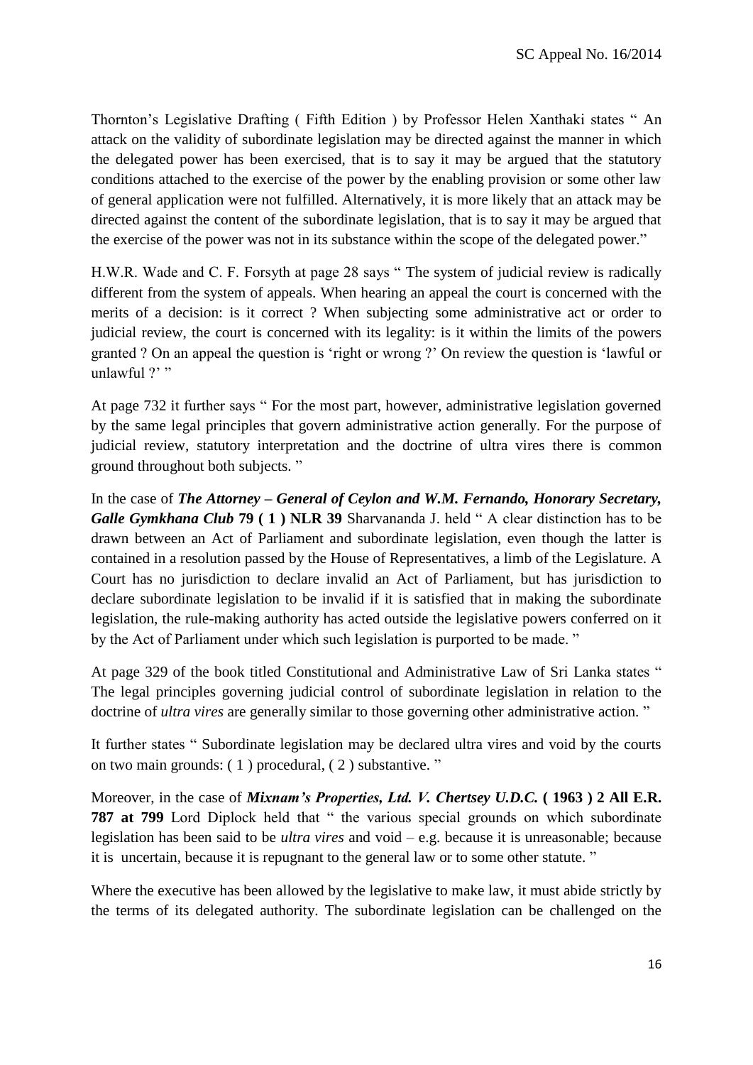Thornton's Legislative Drafting ( Fifth Edition ) by Professor Helen Xanthaki states " An attack on the validity of subordinate legislation may be directed against the manner in which the delegated power has been exercised, that is to say it may be argued that the statutory conditions attached to the exercise of the power by the enabling provision or some other law of general application were not fulfilled. Alternatively, it is more likely that an attack may be directed against the content of the subordinate legislation, that is to say it may be argued that the exercise of the power was not in its substance within the scope of the delegated power."

H.W.R. Wade and C. F. Forsyth at page 28 says " The system of judicial review is radically different from the system of appeals. When hearing an appeal the court is concerned with the merits of a decision: is it correct ? When subjecting some administrative act or order to judicial review, the court is concerned with its legality: is it within the limits of the powers granted ? On an appeal the question is 'right or wrong ?' On review the question is 'lawful or unlawful ?' "

At page 732 it further says " For the most part, however, administrative legislation governed by the same legal principles that govern administrative action generally. For the purpose of judicial review, statutory interpretation and the doctrine of ultra vires there is common ground throughout both subjects. "

In the case of ***The Attorney – General of Ceylon and W.M. Fernando, Honorary Secretary, Galle Gymkhana Club* 79 ( 1 ) NLR 39** Sharvananda J. held " A clear distinction has to be drawn between an Act of Parliament and subordinate legislation, even though the latter is contained in a resolution passed by the House of Representatives, a limb of the Legislature. A Court has no jurisdiction to declare invalid an Act of Parliament, but has jurisdiction to declare subordinate legislation to be invalid if it is satisfied that in making the subordinate legislation, the rule-making authority has acted outside the legislative powers conferred on it by the Act of Parliament under which such legislation is purported to be made. "

At page 329 of the book titled Constitutional and Administrative Law of Sri Lanka states " The legal principles governing judicial control of subordinate legislation in relation to the doctrine of *ultra vires* are generally similar to those governing other administrative action. "

It further states " Subordinate legislation may be declared ultra vires and void by the courts on two main grounds: ( 1 ) procedural, ( 2 ) substantive. "

Moreover, in the case of ***Mixnam's Properties, Ltd. V. Chertsey U.D.C.* ( 1963 ) 2 All E.R. 787 at 799** Lord Diplock held that " the various special grounds on which subordinate legislation has been said to be *ultra vires* and void – e.g. because it is unreasonable; because it is uncertain, because it is repugnant to the general law or to some other statute. "

Where the executive has been allowed by the legislative to make law, it must abide strictly by the terms of its delegated authority. The subordinate legislation can be challenged on the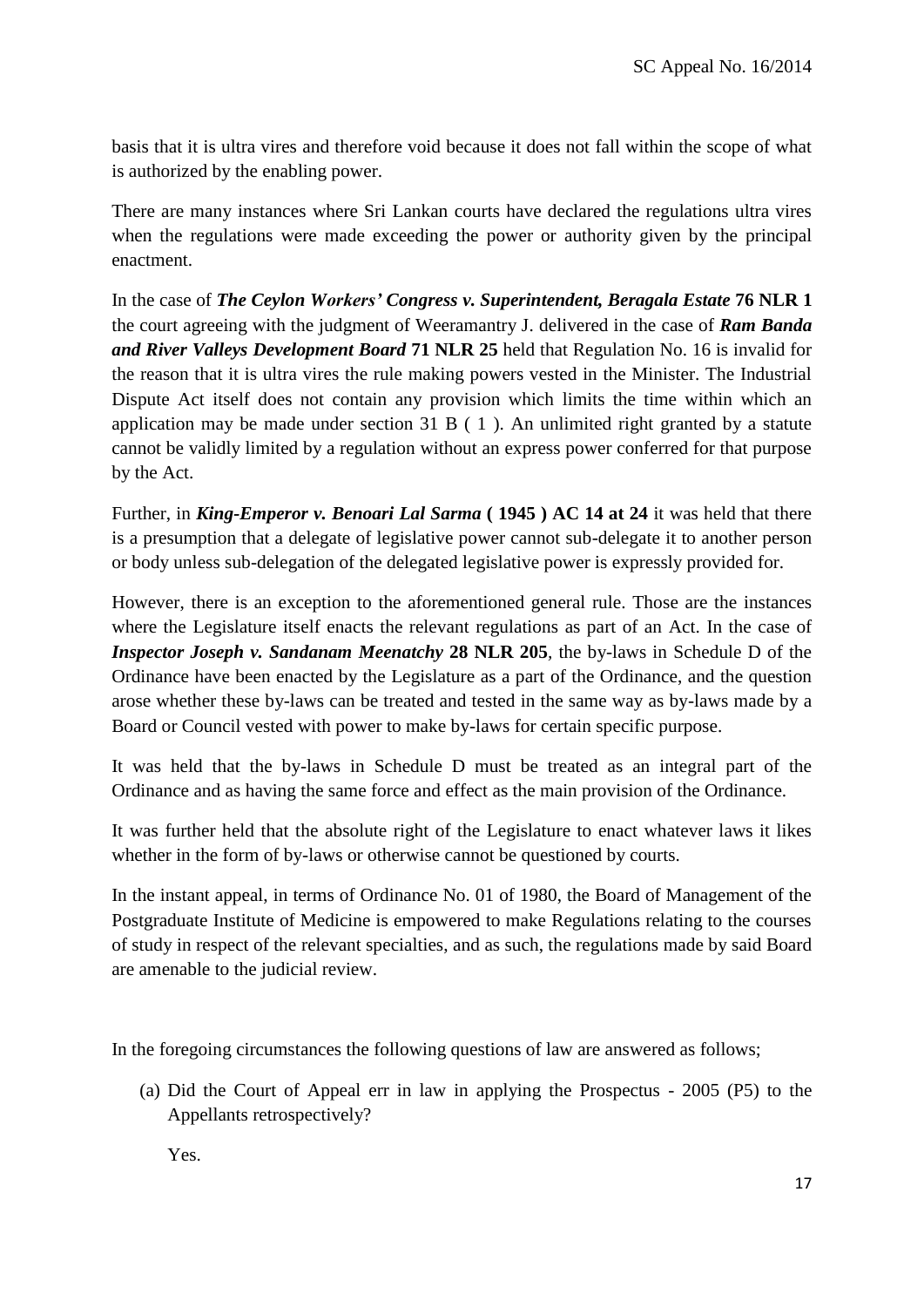basis that it is ultra vires and therefore void because it does not fall within the scope of what is authorized by the enabling power.

There are many instances where Sri Lankan courts have declared the regulations ultra vires when the regulations were made exceeding the power or authority given by the principal enactment.

In the case of ***The Ceylon Workers' Congress v. Superintendent, Beragala Estate* 76 NLR 1** the court agreeing with the judgment of Weeramantry J. delivered in the case of ***Ram Banda and River Valleys Development Board* 71 NLR 25** held that Regulation No. 16 is invalid for the reason that it is ultra vires the rule making powers vested in the Minister. The Industrial Dispute Act itself does not contain any provision which limits the time within which an application may be made under section 31 B ( 1 ). An unlimited right granted by a statute cannot be validly limited by a regulation without an express power conferred for that purpose by the Act.

Further, in ***King-Emperor v. Benoari Lal Sarma* ( 1945 ) AC 14 at 24** it was held that there is a presumption that a delegate of legislative power cannot sub-delegate it to another person or body unless sub-delegation of the delegated legislative power is expressly provided for.

However, there is an exception to the aforementioned general rule. Those are the instances where the Legislature itself enacts the relevant regulations as part of an Act. In the case of ***Inspector Joseph v. Sandanam Meenatchy* 28 NLR 205**, the by-laws in Schedule D of the Ordinance have been enacted by the Legislature as a part of the Ordinance, and the question arose whether these by-laws can be treated and tested in the same way as by-laws made by a Board or Council vested with power to make by-laws for certain specific purpose.

It was held that the by-laws in Schedule D must be treated as an integral part of the Ordinance and as having the same force and effect as the main provision of the Ordinance.

It was further held that the absolute right of the Legislature to enact whatever laws it likes whether in the form of by-laws or otherwise cannot be questioned by courts.

In the instant appeal, in terms of Ordinance No. 01 of 1980, the Board of Management of the Postgraduate Institute of Medicine is empowered to make Regulations relating to the courses of study in respect of the relevant specialties, and as such, the regulations made by said Board are amenable to the judicial review.

In the foregoing circumstances the following questions of law are answered as follows;

(a) Did the Court of Appeal err in law in applying the Prospectus - 2005 (P5) to the Appellants retrospectively?

    Yes.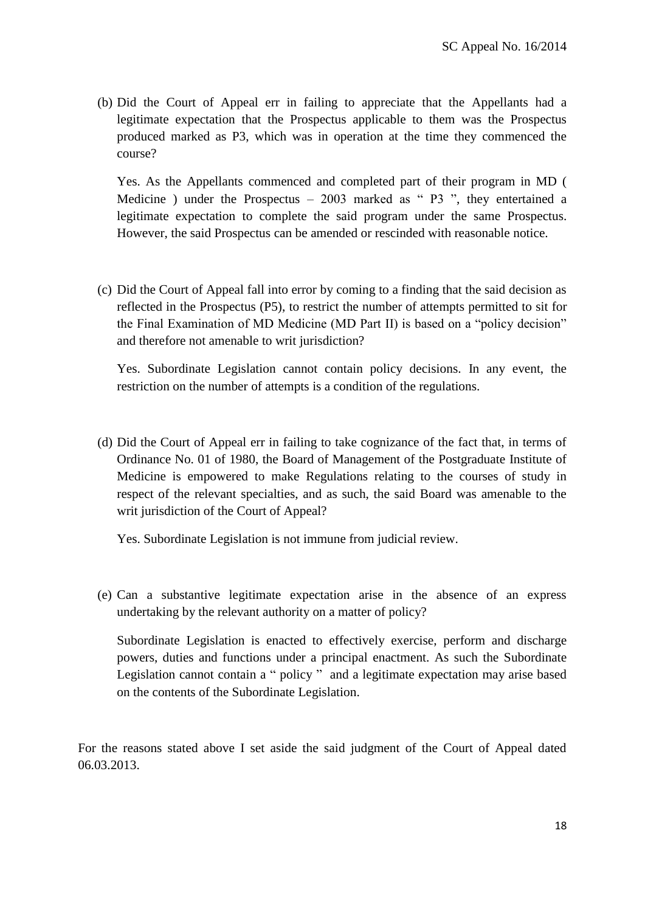(b) Did the Court of Appeal err in failing to appreciate that the Appellants had a legitimate expectation that the Prospectus applicable to them was the Prospectus produced marked as P3, which was in operation at the time they commenced the course?

Yes. As the Appellants commenced and completed part of their program in MD ( Medicine ) under the Prospectus – 2003 marked as " P3 ", they entertained a legitimate expectation to complete the said program under the same Prospectus. However, the said Prospectus can be amended or rescinded with reasonable notice.

(c) Did the Court of Appeal fall into error by coming to a finding that the said decision as reflected in the Prospectus (P5), to restrict the number of attempts permitted to sit for the Final Examination of MD Medicine (MD Part II) is based on a "policy decision" and therefore not amenable to writ jurisdiction?

Yes. Subordinate Legislation cannot contain policy decisions. In any event, the restriction on the number of attempts is a condition of the regulations.

(d) Did the Court of Appeal err in failing to take cognizance of the fact that, in terms of Ordinance No. 01 of 1980, the Board of Management of the Postgraduate Institute of Medicine is empowered to make Regulations relating to the courses of study in respect of the relevant specialties, and as such, the said Board was amenable to the writ jurisdiction of the Court of Appeal?

Yes. Subordinate Legislation is not immune from judicial review.

(e) Can a substantive legitimate expectation arise in the absence of an express undertaking by the relevant authority on a matter of policy?

Subordinate Legislation is enacted to effectively exercise, perform and discharge powers, duties and functions under a principal enactment. As such the Subordinate Legislation cannot contain a " policy " and a legitimate expectation may arise based on the contents of the Subordinate Legislation.

For the reasons stated above I set aside the said judgment of the Court of Appeal dated 06.03.2013.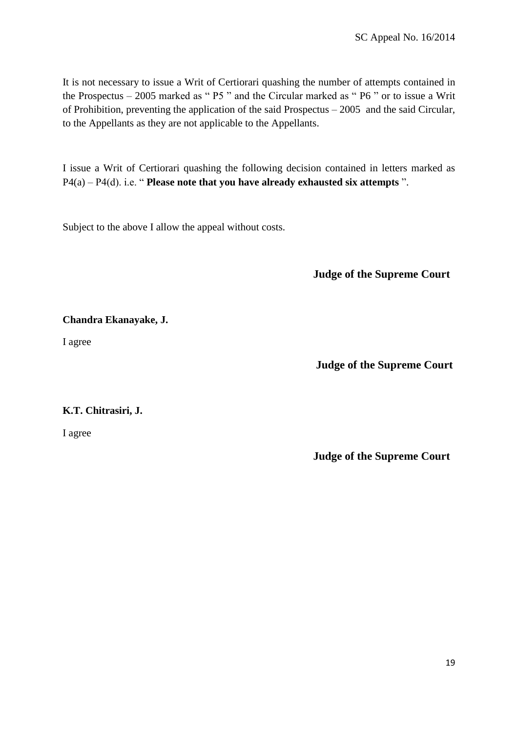It is not necessary to issue a Writ of Certiorari quashing the number of attempts contained in the Prospectus – 2005 marked as " P5 " and the Circular marked as " P6 " or to issue a Writ of Prohibition, preventing the application of the said Prospectus – 2005 and the said Circular, to the Appellants as they are not applicable to the Appellants.

I issue a Writ of Certiorari quashing the following decision contained in letters marked as P4(a) – P4(d). i.e. " **Please note that you have already exhausted six attempts** ".

Subject to the above I allow the appeal without costs.

**Judge of the Supreme Court**

**Chandra Ekanayake, J.**

I agree

**Judge of the Supreme Court**

**K.T. Chitrasiri, J.**

I agree

**Judge of the Supreme Court**